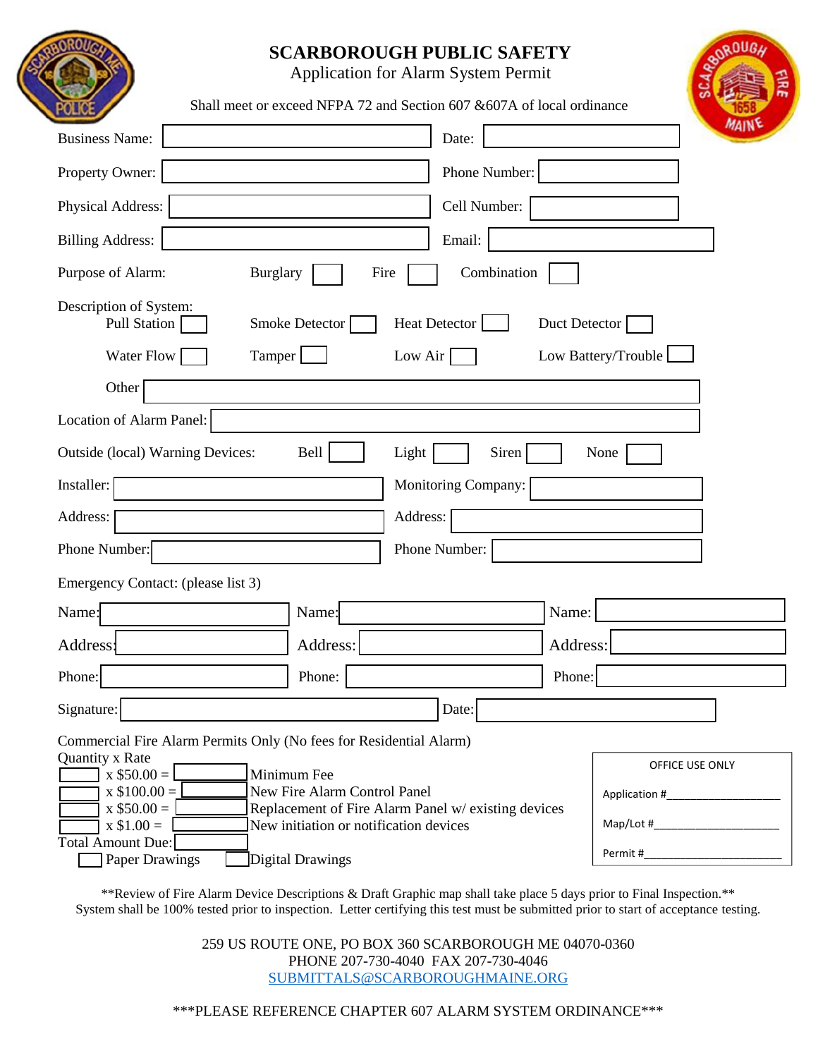# SCARBOROUGH PUBLIC SAFETY

## Application for Alarm System Permit

Shall meet or exceed NFPA 72 and Section 607 &607A of local ordinance

Business Name: ____________________ Date: ____________________

Property Owner: ____________________ Phone Number: ____________________

Physical Address: ____________________ Cell Number: ____________________

Billing Address: ____________________ Email: ____________________

Purpose of Alarm: Burglary ☐ Fire ☐ Combination ☐

Description of System:

Pull Station ☐ Smoke Detector ☐ Heat Detector ☐ Duct Detector ☐

Water Flow ☐ Tamper ☐ Low Air ☐ Low Battery/Trouble ☐

Other ____________________

Location of Alarm Panel: ____________________

Outside (local) Warning Devices: Bell ☐ Light ☐ Siren ☐ None ☐

Installer: ____________________ Monitoring Company: ____________________

Address: ____________________ Address: ____________________

Phone Number: ____________________ Phone Number: ____________________

Emergency Contact: (please list 3)

Name: ____________________ Name: ____________________ Name: ____________________

Address: ____________________ Address: ____________________ Address: ____________________

Phone: ____________________ Phone: ____________________ Phone: ____________________

Signature: ____________________ Date: ____________________

Commercial Fire Alarm Permits Only (No fees for Residential Alarm)

Quantity x Rate

| Quantity | Rate | Amount | Description |
|---|---|---|---|
| ☐ | x $50.00 = | ☐ | Minimum Fee |
| ☐ | x $100.00 = | ☐ | New Fire Alarm Control Panel |
| ☐ | x $50.00 = | ☐ | Replacement of Fire Alarm Panel w/ existing devices |
| ☐ | x $1.00 = | ☐ | New initiation or notification devices |

Total Amount Due: ☐

☐ Paper Drawings ☐ Digital Drawings

**OFFICE USE ONLY**

Application #____________________

Map/Lot #____________________

Permit #____________________

**Review of Fire Alarm Device Descriptions & Draft Graphic map shall take place 5 days prior to Final Inspection.**
System shall be 100% tested prior to inspection. Letter certifying this test must be submitted prior to start of acceptance testing.

259 US ROUTE ONE, PO BOX 360 SCARBOROUGH ME 04070-0360
PHONE 207-730-4040 FAX 207-730-4046
SUBMITTALS@SCARBOROUGHMAINE.ORG

***PLEASE REFERENCE CHAPTER 607 ALARM SYSTEM ORDINANCE***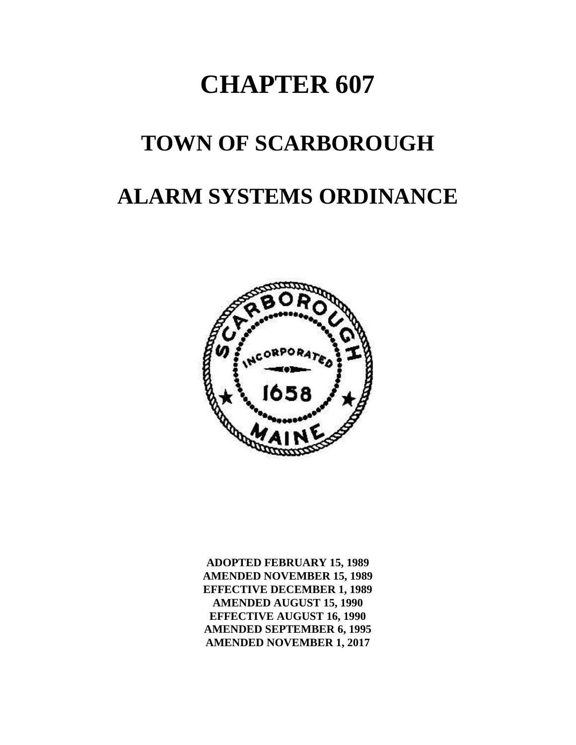# CHAPTER 607

# TOWN OF SCARBOROUGH

# ALARM SYSTEMS ORDINANCE

**ADOPTED FEBRUARY 15, 1989**
**AMENDED NOVEMBER 15, 1989**
**EFFECTIVE DECEMBER 1, 1989**
**AMENDED AUGUST 15, 1990**
**EFFECTIVE AUGUST 16, 1990**
**AMENDED SEPTEMBER 6, 1995**
**AMENDED NOVEMBER 1, 2017**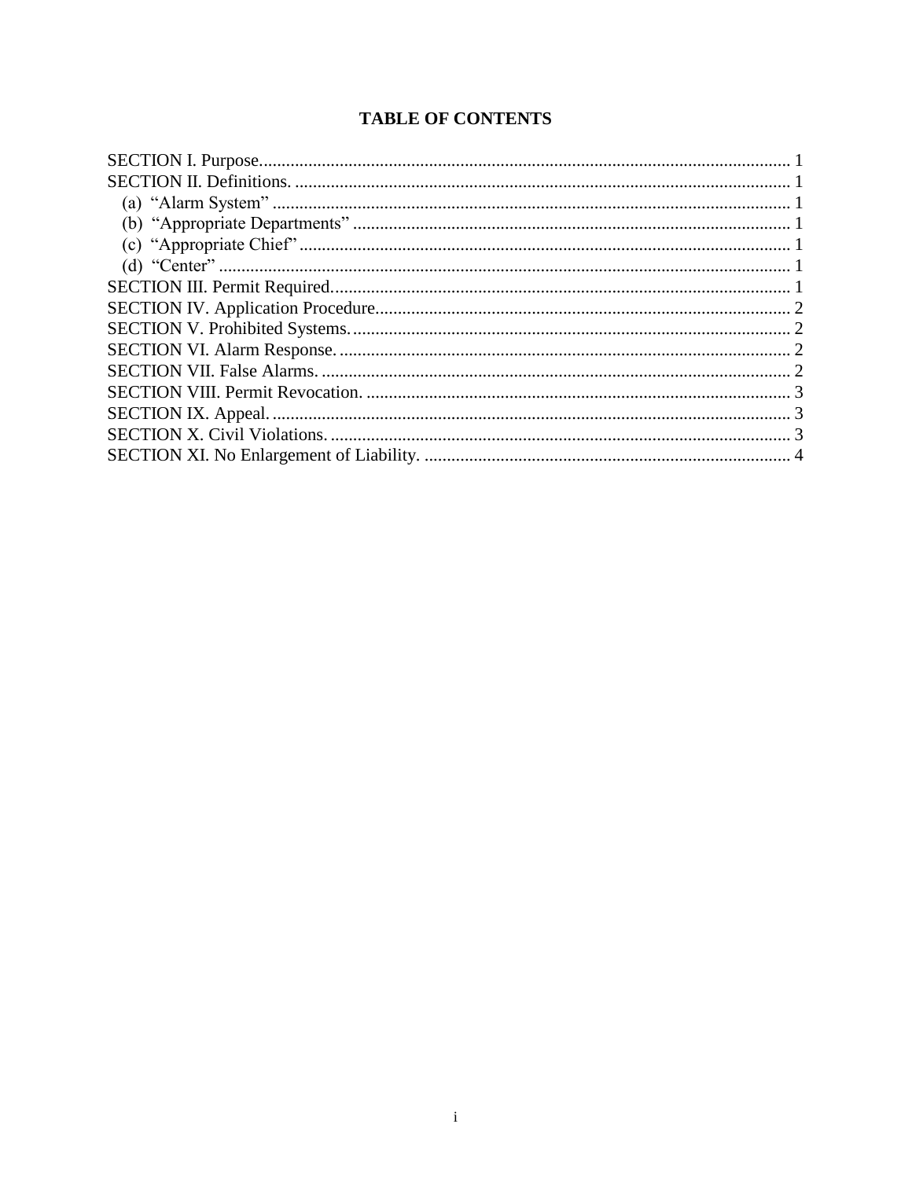# TABLE OF CONTENTS

SECTION I. Purpose........................................................................................................................ 1
SECTION II. Definitions. ............................................................................................................... 1
  (a) "Alarm System" ................................................................................................................... 1
  (b) "Appropriate Departments" ................................................................................................. 1
  (c) "Appropriate Chief" ............................................................................................................. 1
  (d) "Center" ............................................................................................................................... 1
SECTION III. Permit Required...................................................................................................... 1
SECTION IV. Application Procedure............................................................................................ 2
SECTION V. Prohibited Systems.................................................................................................. 2
SECTION VI. Alarm Response. ..................................................................................................... 2
SECTION VII. False Alarms. ......................................................................................................... 2
SECTION VIII. Permit Revocation. ............................................................................................... 3
SECTION IX. Appeal. .................................................................................................................... 3
SECTION X. Civil Violations. ........................................................................................................ 3
SECTION XI. No Enlargement of Liability. .................................................................................. 4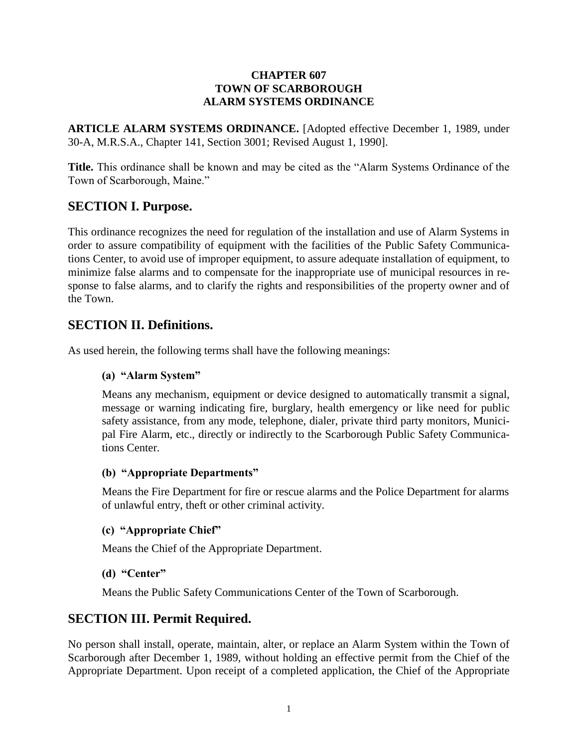**CHAPTER 607**
**TOWN OF SCARBOROUGH**
**ALARM SYSTEMS ORDINANCE**

**ARTICLE ALARM SYSTEMS ORDINANCE.** [Adopted effective December 1, 1989, under 30-A, M.R.S.A., Chapter 141, Section 3001; Revised August 1, 1990].

**Title.** This ordinance shall be known and may be cited as the "Alarm Systems Ordinance of the Town of Scarborough, Maine."

## SECTION I. Purpose.

This ordinance recognizes the need for regulation of the installation and use of Alarm Systems in order to assure compatibility of equipment with the facilities of the Public Safety Communications Center, to avoid use of improper equipment, to assure adequate installation of equipment, to minimize false alarms and to compensate for the inappropriate use of municipal resources in response to false alarms, and to clarify the rights and responsibilities of the property owner and of the Town.

## SECTION II. Definitions.

As used herein, the following terms shall have the following meanings:

**(a) "Alarm System"**

Means any mechanism, equipment or device designed to automatically transmit a signal, message or warning indicating fire, burglary, health emergency or like need for public safety assistance, from any mode, telephone, dialer, private third party monitors, Municipal Fire Alarm, etc., directly or indirectly to the Scarborough Public Safety Communications Center.

**(b) "Appropriate Departments"**

Means the Fire Department for fire or rescue alarms and the Police Department for alarms of unlawful entry, theft or other criminal activity.

**(c) "Appropriate Chief"**

Means the Chief of the Appropriate Department.

**(d) "Center"**

Means the Public Safety Communications Center of the Town of Scarborough.

## SECTION III. Permit Required.

No person shall install, operate, maintain, alter, or replace an Alarm System within the Town of Scarborough after December 1, 1989, without holding an effective permit from the Chief of the Appropriate Department. Upon receipt of a completed application, the Chief of the Appropriate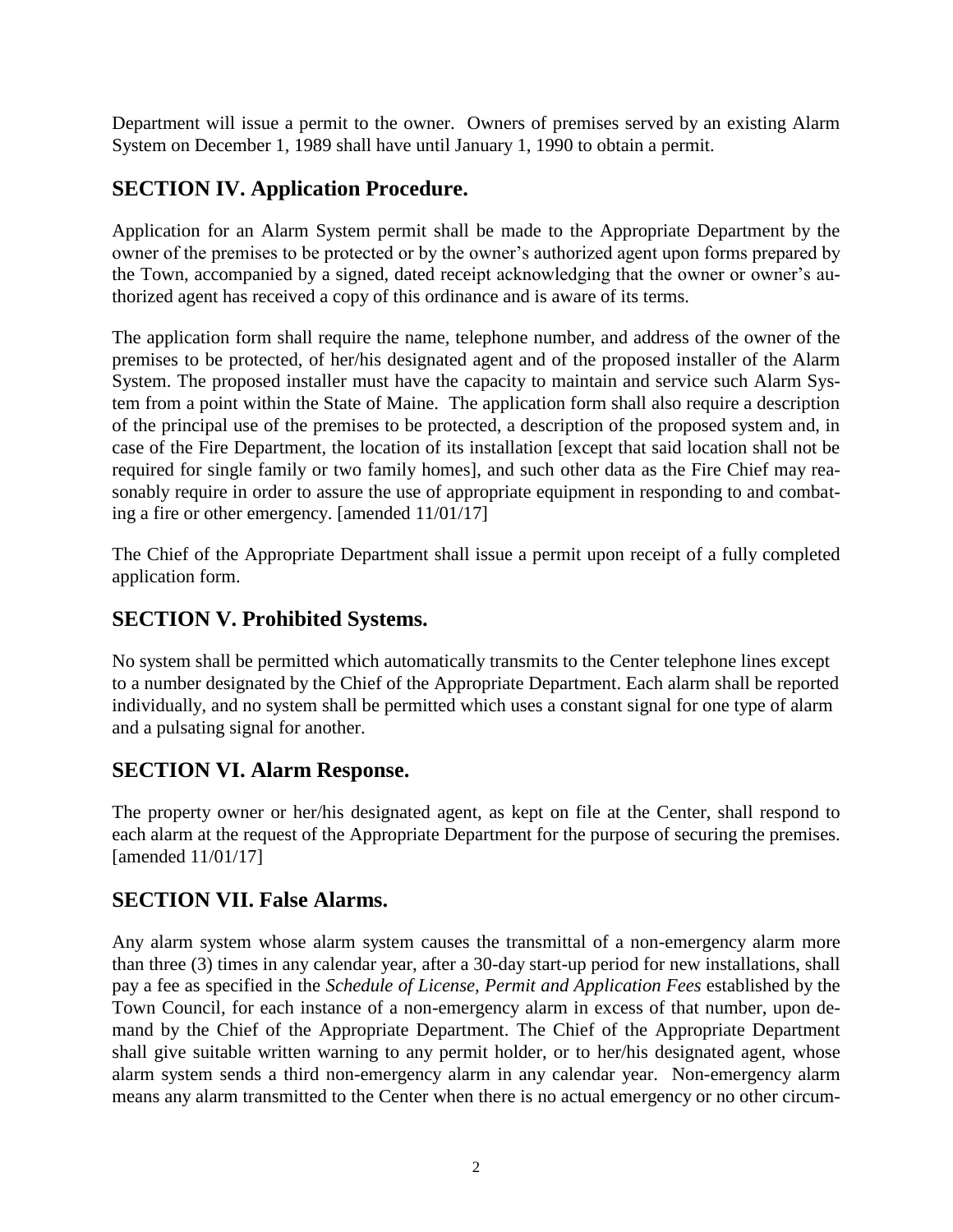Department will issue a permit to the owner. Owners of premises served by an existing Alarm System on December 1, 1989 shall have until January 1, 1990 to obtain a permit.

## SECTION IV. Application Procedure.

Application for an Alarm System permit shall be made to the Appropriate Department by the owner of the premises to be protected or by the owner's authorized agent upon forms prepared by the Town, accompanied by a signed, dated receipt acknowledging that the owner or owner's authorized agent has received a copy of this ordinance and is aware of its terms.

The application form shall require the name, telephone number, and address of the owner of the premises to be protected, of her/his designated agent and of the proposed installer of the Alarm System. The proposed installer must have the capacity to maintain and service such Alarm System from a point within the State of Maine. The application form shall also require a description of the principal use of the premises to be protected, a description of the proposed system and, in case of the Fire Department, the location of its installation [except that said location shall not be required for single family or two family homes], and such other data as the Fire Chief may reasonably require in order to assure the use of appropriate equipment in responding to and combating a fire or other emergency. [amended 11/01/17]

The Chief of the Appropriate Department shall issue a permit upon receipt of a fully completed application form.

## SECTION V. Prohibited Systems.

No system shall be permitted which automatically transmits to the Center telephone lines except to a number designated by the Chief of the Appropriate Department. Each alarm shall be reported individually, and no system shall be permitted which uses a constant signal for one type of alarm and a pulsating signal for another.

## SECTION VI. Alarm Response.

The property owner or her/his designated agent, as kept on file at the Center, shall respond to each alarm at the request of the Appropriate Department for the purpose of securing the premises. [amended 11/01/17]

## SECTION VII. False Alarms.

Any alarm system whose alarm system causes the transmittal of a non-emergency alarm more than three (3) times in any calendar year, after a 30-day start-up period for new installations, shall pay a fee as specified in the *Schedule of License, Permit and Application Fees* established by the Town Council, for each instance of a non-emergency alarm in excess of that number, upon demand by the Chief of the Appropriate Department. The Chief of the Appropriate Department shall give suitable written warning to any permit holder, or to her/his designated agent, whose alarm system sends a third non-emergency alarm in any calendar year. Non-emergency alarm means any alarm transmitted to the Center when there is no actual emergency or no other circum-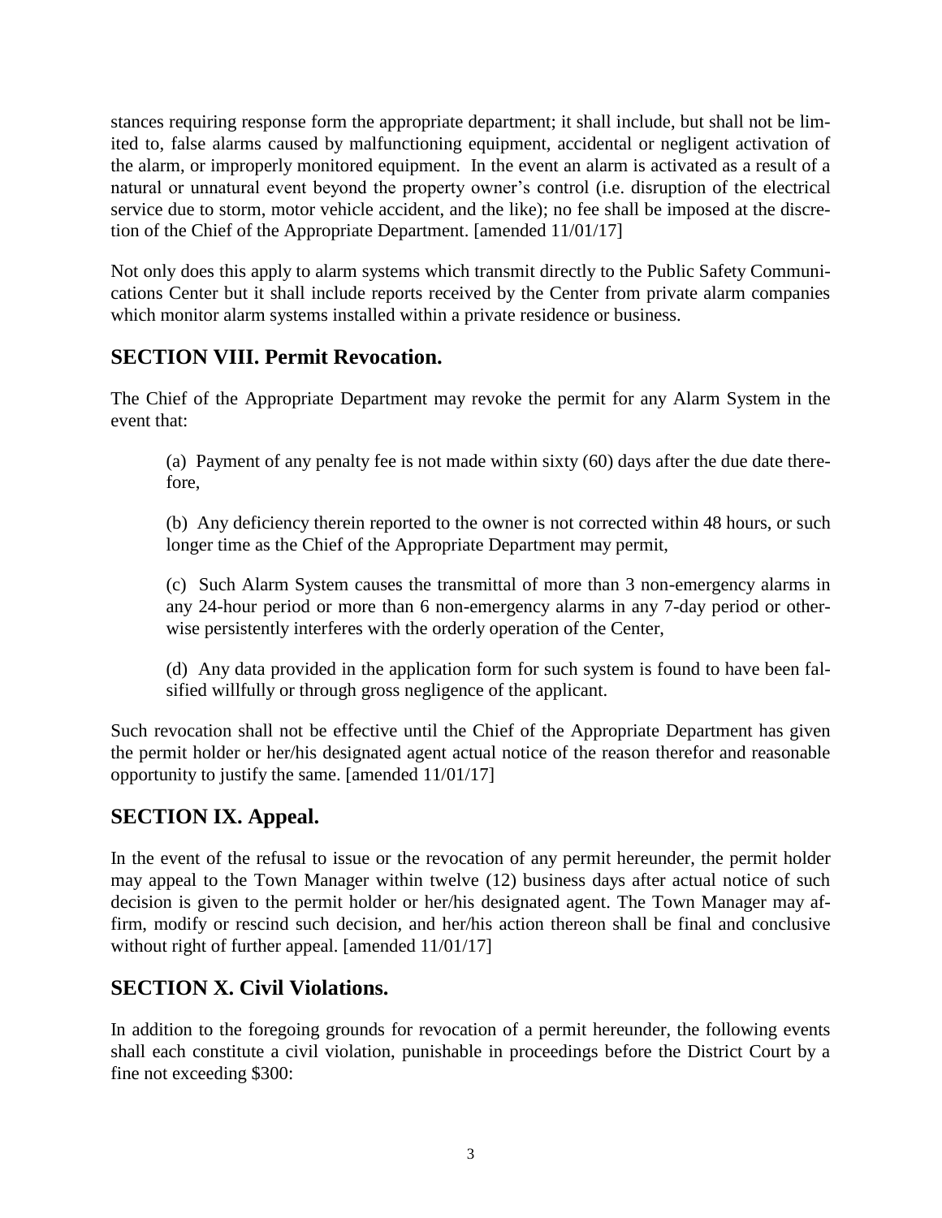stances requiring response form the appropriate department; it shall include, but shall not be limited to, false alarms caused by malfunctioning equipment, accidental or negligent activation of the alarm, or improperly monitored equipment. In the event an alarm is activated as a result of a natural or unnatural event beyond the property owner's control (i.e. disruption of the electrical service due to storm, motor vehicle accident, and the like); no fee shall be imposed at the discretion of the Chief of the Appropriate Department. [amended 11/01/17]

Not only does this apply to alarm systems which transmit directly to the Public Safety Communications Center but it shall include reports received by the Center from private alarm companies which monitor alarm systems installed within a private residence or business.

## SECTION VIII. Permit Revocation.

The Chief of the Appropriate Department may revoke the permit for any Alarm System in the event that:

(a) Payment of any penalty fee is not made within sixty (60) days after the due date therefore,

(b) Any deficiency therein reported to the owner is not corrected within 48 hours, or such longer time as the Chief of the Appropriate Department may permit,

(c) Such Alarm System causes the transmittal of more than 3 non-emergency alarms in any 24-hour period or more than 6 non-emergency alarms in any 7-day period or otherwise persistently interferes with the orderly operation of the Center,

(d) Any data provided in the application form for such system is found to have been falsified willfully or through gross negligence of the applicant.

Such revocation shall not be effective until the Chief of the Appropriate Department has given the permit holder or her/his designated agent actual notice of the reason therefor and reasonable opportunity to justify the same. [amended 11/01/17]

## SECTION IX. Appeal.

In the event of the refusal to issue or the revocation of any permit hereunder, the permit holder may appeal to the Town Manager within twelve (12) business days after actual notice of such decision is given to the permit holder or her/his designated agent. The Town Manager may affirm, modify or rescind such decision, and her/his action thereon shall be final and conclusive without right of further appeal. [amended 11/01/17]

## SECTION X. Civil Violations.

In addition to the foregoing grounds for revocation of a permit hereunder, the following events shall each constitute a civil violation, punishable in proceedings before the District Court by a fine not exceeding $300: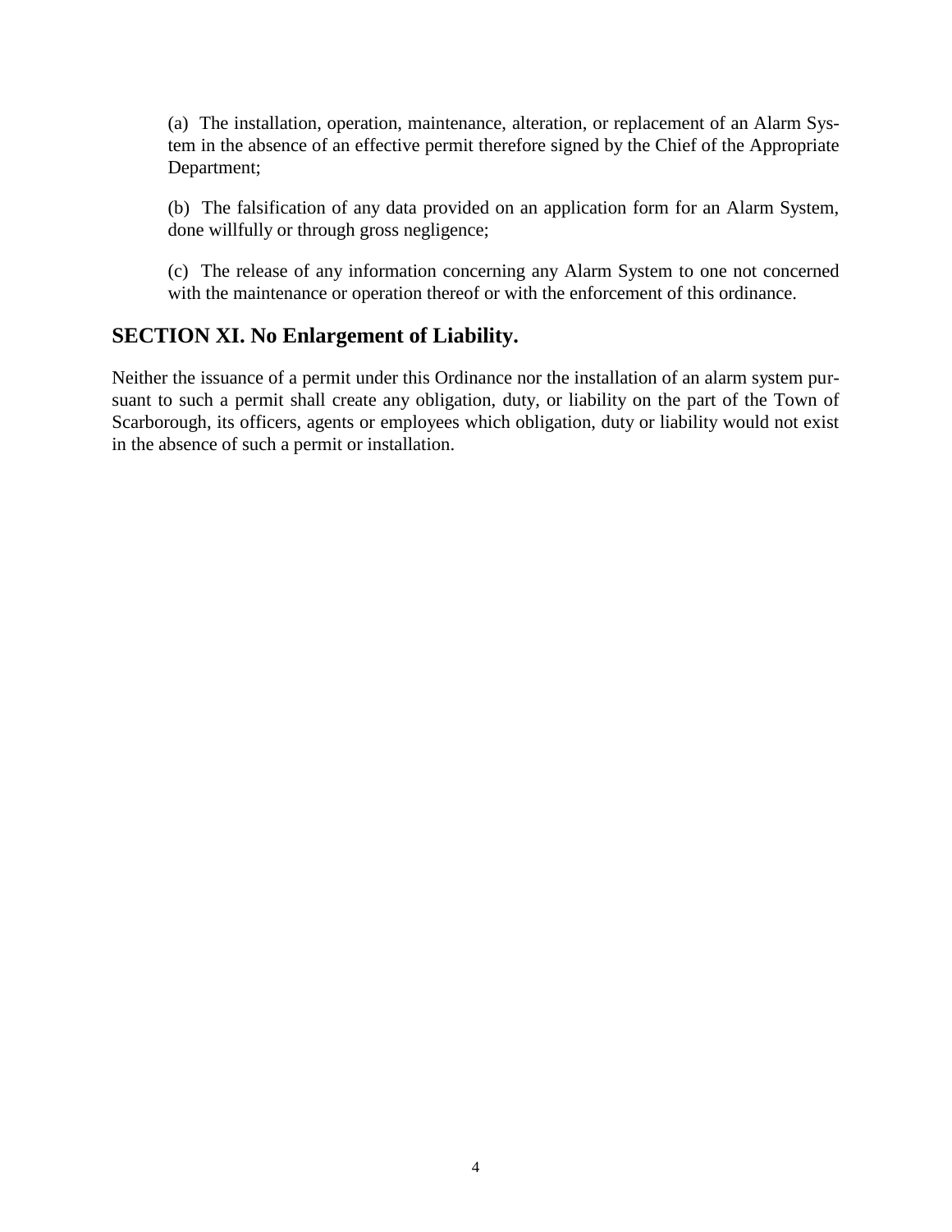(a) The installation, operation, maintenance, alteration, or replacement of an Alarm System in the absence of an effective permit therefore signed by the Chief of the Appropriate Department;

(b) The falsification of any data provided on an application form for an Alarm System, done willfully or through gross negligence;

(c) The release of any information concerning any Alarm System to one not concerned with the maintenance or operation thereof or with the enforcement of this ordinance.

## SECTION XI. No Enlargement of Liability.

Neither the issuance of a permit under this Ordinance nor the installation of an alarm system pursuant to such a permit shall create any obligation, duty, or liability on the part of the Town of Scarborough, its officers, agents or employees which obligation, duty or liability would not exist in the absence of such a permit or installation.